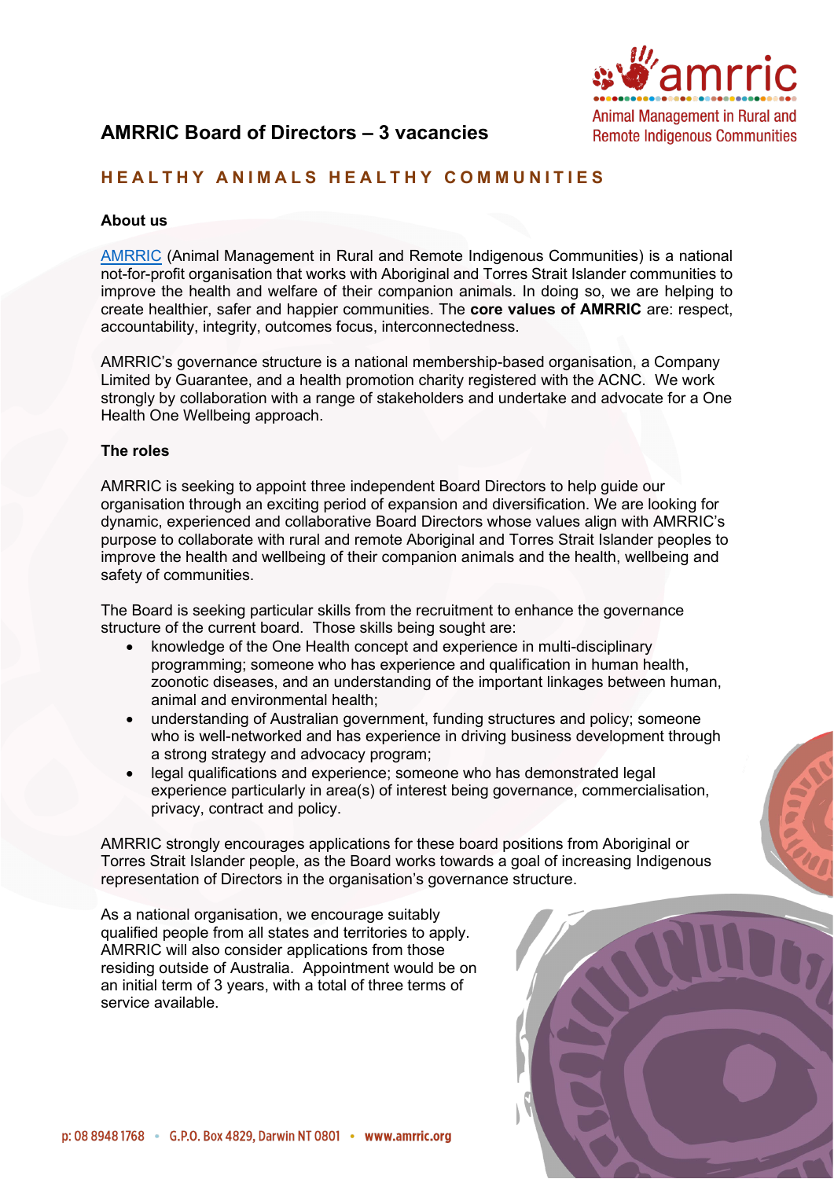amrric

Animal Management in Rural and Remote Indigenous Communities

# AMRRIC Board of Directors – 3 vacancies

## HEALTHY ANIMALS HEALTHY COMMUNITIES

### About us

AMRRIC (Animal Management in Rural and Remote Indigenous Communities) is a national not-for-profit organisation that works with Aboriginal and Torres Strait Islander communities to improve the health and welfare of their companion animals. In doing so, we are helping to create healthier, safer and happier communities. The **core values of AMRRIC** are: respect, accountability, integrity, outcomes focus, interconnectedness.

AMRRIC's governance structure is a national membership-based organisation, a Company Limited by Guarantee, and a health promotion charity registered with the ACNC. We work strongly by collaboration with a range of stakeholders and undertake and advocate for a One Health One Wellbeing approach.

### The roles

AMRRIC is seeking to appoint three independent Board Directors to help guide our organisation through an exciting period of expansion and diversification. We are looking for dynamic, experienced and collaborative Board Directors whose values align with AMRRIC's purpose to collaborate with rural and remote Aboriginal and Torres Strait Islander peoples to improve the health and wellbeing of their companion animals and the health, wellbeing and safety of communities.

The Board is seeking particular skills from the recruitment to enhance the governance structure of the current board. Those skills being sought are:

- knowledge of the One Health concept and experience in multi-disciplinary programming; someone who has experience and qualification in human health, zoonotic diseases, and an understanding of the important linkages between human, animal and environmental health;
- understanding of Australian government, funding structures and policy; someone who is well-networked and has experience in driving business development through a strong strategy and advocacy program;
- legal qualifications and experience; someone who has demonstrated legal experience particularly in area(s) of interest being governance, commercialisation, privacy, contract and policy.

AMRRIC strongly encourages applications for these board positions from Aboriginal or Torres Strait Islander people, as the Board works towards a goal of increasing Indigenous representation of Directors in the organisation's governance structure.

As a national organisation, we encourage suitably qualified people from all states and territories to apply. AMRRIC will also consider applications from those residing outside of Australia. Appointment would be on an initial term of 3 years, with a total of three terms of service available.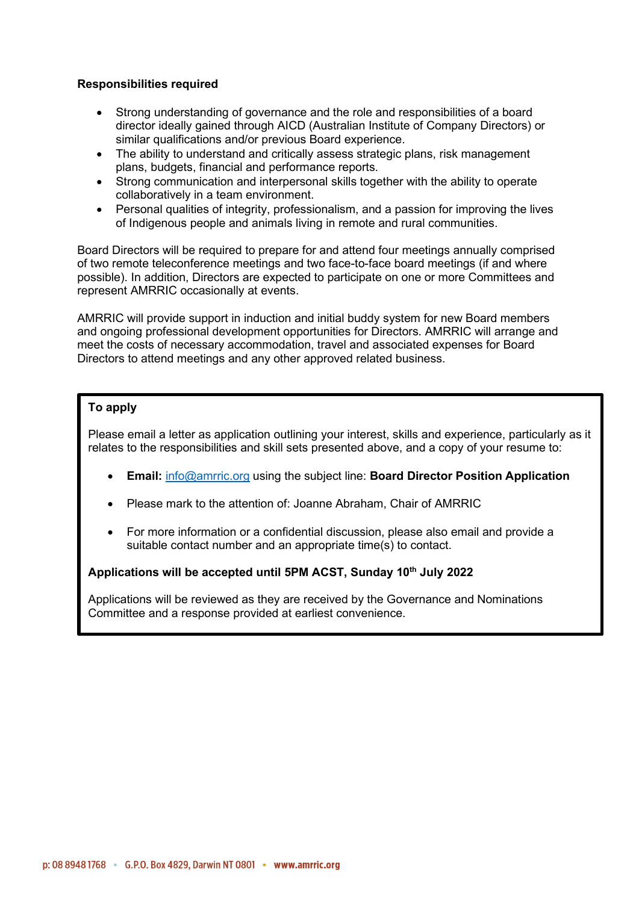**Responsibilities required**

- Strong understanding of governance and the role and responsibilities of a board director ideally gained through AICD (Australian Institute of Company Directors) or similar qualifications and/or previous Board experience.
- The ability to understand and critically assess strategic plans, risk management plans, budgets, financial and performance reports.
- Strong communication and interpersonal skills together with the ability to operate collaboratively in a team environment.
- Personal qualities of integrity, professionalism, and a passion for improving the lives of Indigenous people and animals living in remote and rural communities.

Board Directors will be required to prepare for and attend four meetings annually comprised of two remote teleconference meetings and two face-to-face board meetings (if and where possible). In addition, Directors are expected to participate on one or more Committees and represent AMRRIC occasionally at events.

AMRRIC will provide support in induction and initial buddy system for new Board members and ongoing professional development opportunities for Directors. AMRRIC will arrange and meet the costs of necessary accommodation, travel and associated expenses for Board Directors to attend meetings and any other approved related business.

**To apply**

Please email a letter as application outlining your interest, skills and experience, particularly as it relates to the responsibilities and skill sets presented above, and a copy of your resume to:

- **Email:** info@amrric.org using the subject line: **Board Director Position Application**
- Please mark to the attention of: Joanne Abraham, Chair of AMRRIC
- For more information or a confidential discussion, please also email and provide a suitable contact number and an appropriate time(s) to contact.

**Applications will be accepted until 5PM ACST, Sunday 10th July 2022**

Applications will be reviewed as they are received by the Governance and Nominations Committee and a response provided at earliest convenience.